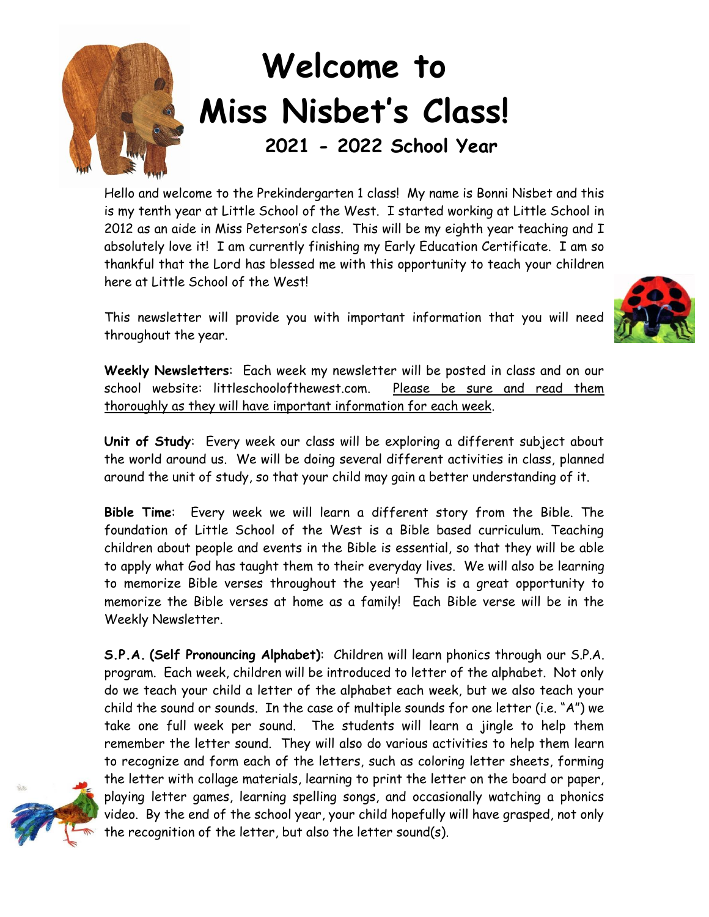# Welcome to Miss Nisbet's Class!

## 2021 - 2022 School Year

Hello and welcome to the Prekindergarten 1 class! My name is Bonni Nisbet and this is my tenth year at Little School of the West. I started working at Little School in 2012 as an aide in Miss Peterson's class. This will be my eighth year teaching and I absolutely love it! I am currently finishing my Early Education Certificate. I am so thankful that the Lord has blessed me with this opportunity to teach your children here at Little School of the West!

This newsletter will provide you with important information that you will need throughout the year.

**Weekly Newsletters**: Each week my newsletter will be posted in class and on our school website: littleschoolofthewest.com. <u>Please be sure and read them thoroughly as they will have important information for each week</u>.

**Unit of Study**: Every week our class will be exploring a different subject about the world around us. We will be doing several different activities in class, planned around the unit of study, so that your child may gain a better understanding of it.

**Bible Time**: Every week we will learn a different story from the Bible. The foundation of Little School of the West is a Bible based curriculum. Teaching children about people and events in the Bible is essential, so that they will be able to apply what God has taught them to their everyday lives. We will also be learning to memorize Bible verses throughout the year! This is a great opportunity to memorize the Bible verses at home as a family! Each Bible verse will be in the Weekly Newsletter.

**S.P.A. (Self Pronouncing Alphabet)**: Children will learn phonics through our S.P.A. program. Each week, children will be introduced to letter of the alphabet. Not only do we teach your child a letter of the alphabet each week, but we also teach your child the sound or sounds. In the case of multiple sounds for one letter (i.e. "A") we take one full week per sound. The students will learn a jingle to help them remember the letter sound. They will also do various activities to help them learn to recognize and form each of the letters, such as coloring letter sheets, forming the letter with collage materials, learning to print the letter on the board or paper, playing letter games, learning spelling songs, and occasionally watching a phonics video. By the end of the school year, your child hopefully will have grasped, not only the recognition of the letter, but also the letter sound(s).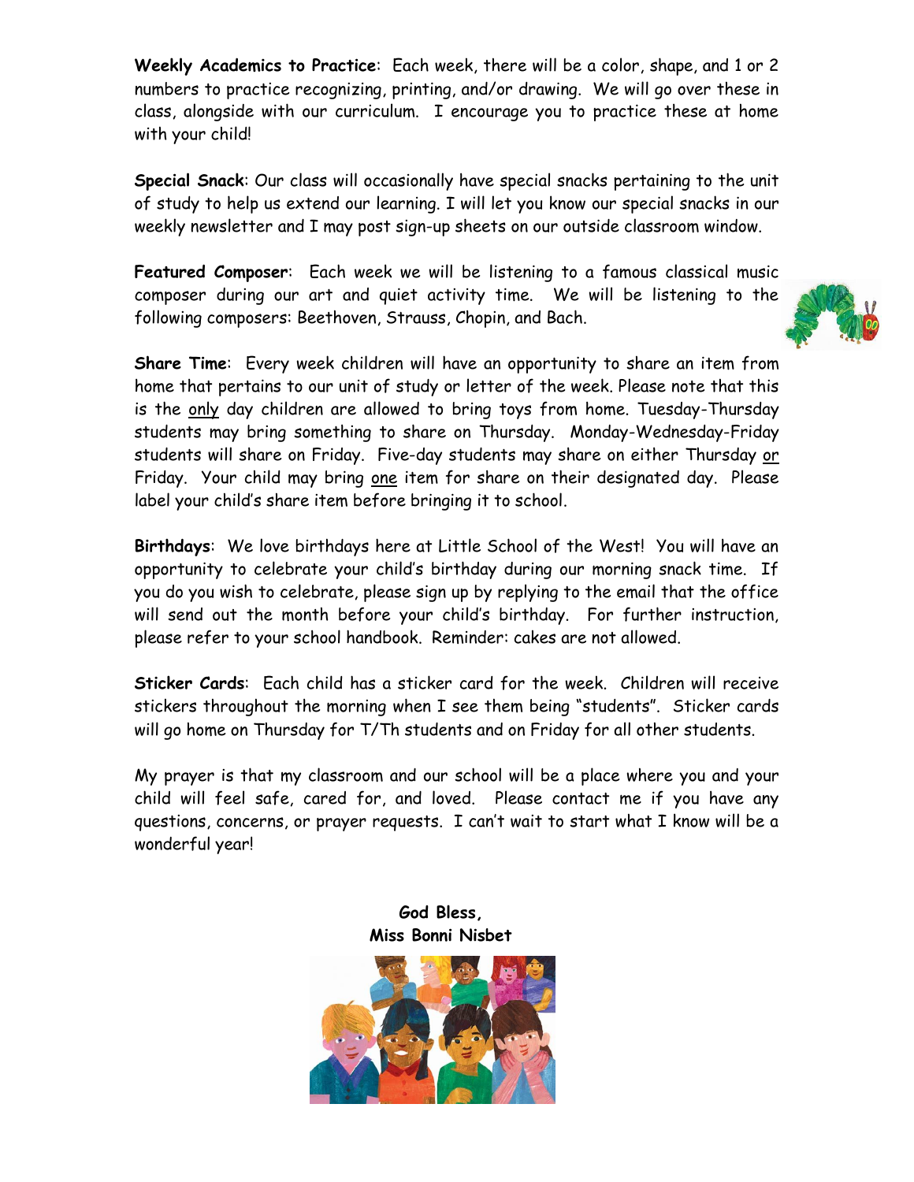**Weekly Academics to Practice**: Each week, there will be a color, shape, and 1 or 2 numbers to practice recognizing, printing, and/or drawing. We will go over these in class, alongside with our curriculum. I encourage you to practice these at home with your child!

**Special Snack**: Our class will occasionally have special snacks pertaining to the unit of study to help us extend our learning. I will let you know our special snacks in our weekly newsletter and I may post sign-up sheets on our outside classroom window.

**Featured Composer**: Each week we will be listening to a famous classical music composer during our art and quiet activity time. We will be listening to the following composers: Beethoven, Strauss, Chopin, and Bach.

**Share Time**: Every week children will have an opportunity to share an item from home that pertains to our unit of study or letter of the week. Please note that this is the only day children are allowed to bring toys from home. Tuesday-Thursday students may bring something to share on Thursday. Monday-Wednesday-Friday students will share on Friday. Five-day students may share on either Thursday or Friday. Your child may bring one item for share on their designated day. Please label your child's share item before bringing it to school.

**Birthdays**: We love birthdays here at Little School of the West! You will have an opportunity to celebrate your child's birthday during our morning snack time. If you do you wish to celebrate, please sign up by replying to the email that the office will send out the month before your child's birthday. For further instruction, please refer to your school handbook. Reminder: cakes are not allowed.

**Sticker Cards**: Each child has a sticker card for the week. Children will receive stickers throughout the morning when I see them being "students". Sticker cards will go home on Thursday for T/Th students and on Friday for all other students.

My prayer is that my classroom and our school will be a place where you and your child will feel safe, cared for, and loved. Please contact me if you have any questions, concerns, or prayer requests. I can't wait to start what I know will be a wonderful year!

**God Bless,**
**Miss Bonni Nisbet**